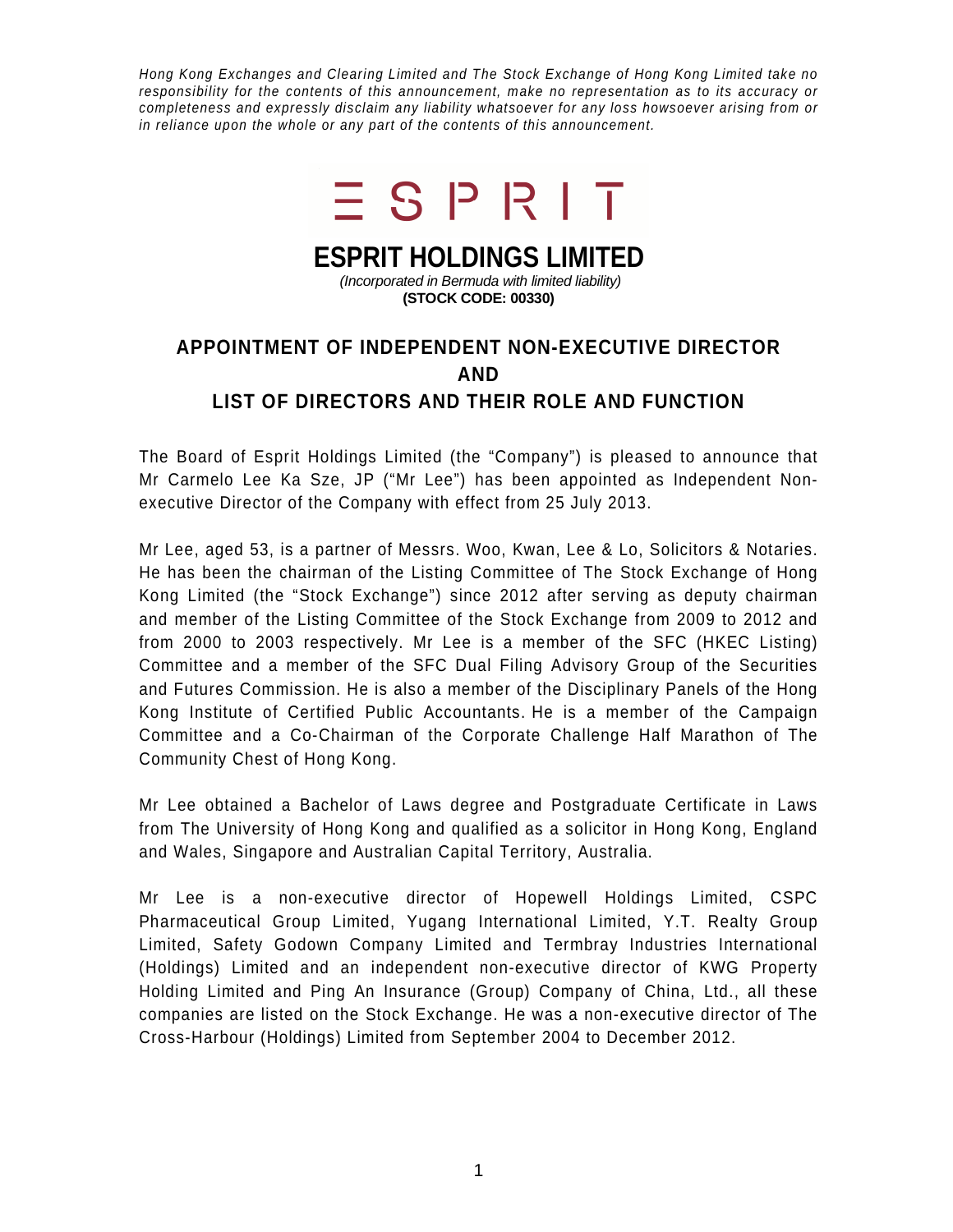*Hong Kong Exchanges and Clearing Limited and The Stock Exchange of Hong Kong Limited take no responsibility for the contents of this announcement, make no representation as to its accuracy or completeness and expressly disclaim any liability whatsoever for any loss howsoever arising from or in reliance upon the whole or any part of the contents of this announcement.*

ESPRIT

# ESPRIT HOLDINGS LIMITED

*(Incorporated in Bermuda with limited liability)*

**(STOCK CODE: 00330)**

## APPOINTMENT OF INDEPENDENT NON-EXECUTIVE DIRECTOR AND LIST OF DIRECTORS AND THEIR ROLE AND FUNCTION

The Board of Esprit Holdings Limited (the "Company") is pleased to announce that Mr Carmelo Lee Ka Sze, JP ("Mr Lee") has been appointed as Independent Non-executive Director of the Company with effect from 25 July 2013.

Mr Lee, aged 53, is a partner of Messrs. Woo, Kwan, Lee & Lo, Solicitors & Notaries. He has been the chairman of the Listing Committee of The Stock Exchange of Hong Kong Limited (the "Stock Exchange") since 2012 after serving as deputy chairman and member of the Listing Committee of the Stock Exchange from 2009 to 2012 and from 2000 to 2003 respectively. Mr Lee is a member of the SFC (HKEC Listing) Committee and a member of the SFC Dual Filing Advisory Group of the Securities and Futures Commission. He is also a member of the Disciplinary Panels of the Hong Kong Institute of Certified Public Accountants. He is a member of the Campaign Committee and a Co-Chairman of the Corporate Challenge Half Marathon of The Community Chest of Hong Kong.

Mr Lee obtained a Bachelor of Laws degree and Postgraduate Certificate in Laws from The University of Hong Kong and qualified as a solicitor in Hong Kong, England and Wales, Singapore and Australian Capital Territory, Australia.

Mr Lee is a non-executive director of Hopewell Holdings Limited, CSPC Pharmaceutical Group Limited, Yugang International Limited, Y.T. Realty Group Limited, Safety Godown Company Limited and Termbray Industries International (Holdings) Limited and an independent non-executive director of KWG Property Holding Limited and Ping An Insurance (Group) Company of China, Ltd., all these companies are listed on the Stock Exchange. He was a non-executive director of The Cross-Harbour (Holdings) Limited from September 2004 to December 2012.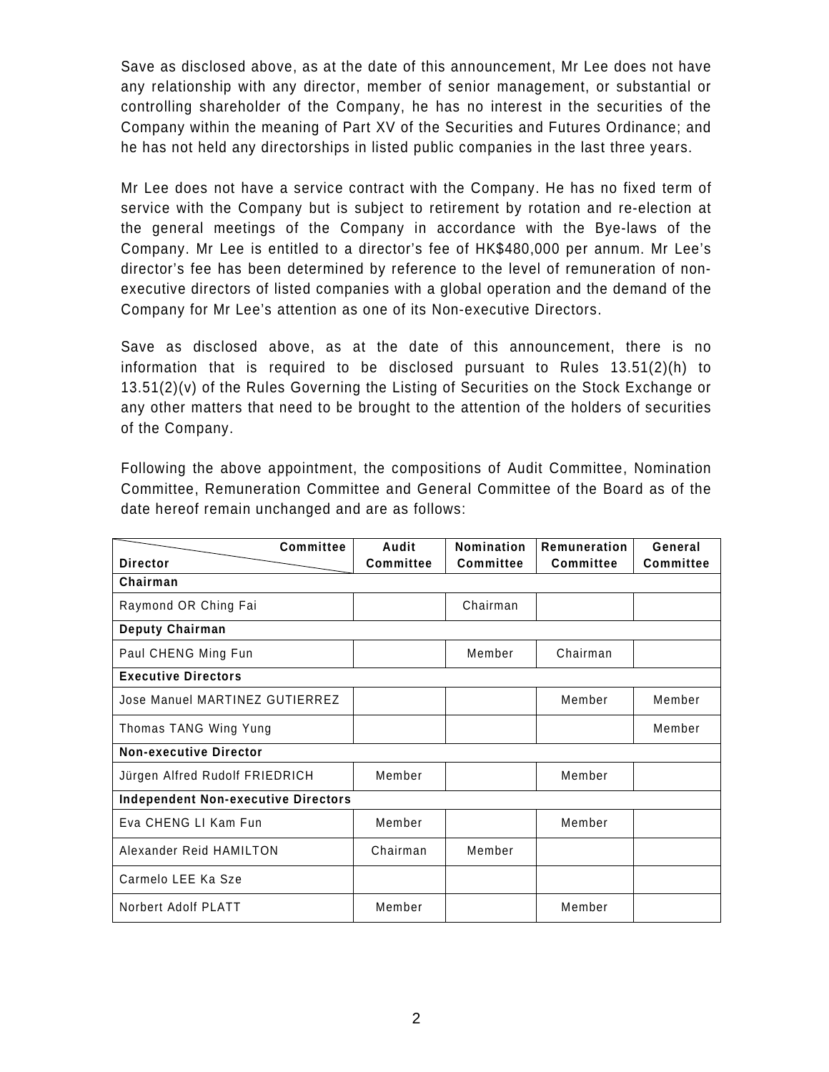Save as disclosed above, as at the date of this announcement, Mr Lee does not have any relationship with any director, member of senior management, or substantial or controlling shareholder of the Company, he has no interest in the securities of the Company within the meaning of Part XV of the Securities and Futures Ordinance; and he has not held any directorships in listed public companies in the last three years.

Mr Lee does not have a service contract with the Company. He has no fixed term of service with the Company but is subject to retirement by rotation and re-election at the general meetings of the Company in accordance with the Bye-laws of the Company. Mr Lee is entitled to a director's fee of HK$480,000 per annum. Mr Lee's director's fee has been determined by reference to the level of remuneration of non-executive directors of listed companies with a global operation and the demand of the Company for Mr Lee's attention as one of its Non-executive Directors.

Save as disclosed above, as at the date of this announcement, there is no information that is required to be disclosed pursuant to Rules 13.51(2)(h) to 13.51(2)(v) of the Rules Governing the Listing of Securities on the Stock Exchange or any other matters that need to be brought to the attention of the holders of securities of the Company.

Following the above appointment, the compositions of Audit Committee, Nomination Committee, Remuneration Committee and General Committee of the Board as of the date hereof remain unchanged and are as follows:

| Director / Committee | Audit Committee | Nomination Committee | Remuneration Committee | General Committee |
|---|---|---|---|---|
| **Chairman** | | | | |
| Raymond OR Ching Fai | | Chairman | | |
| **Deputy Chairman** | | | | |
| Paul CHENG Ming Fun | | Member | Chairman | |
| **Executive Directors** | | | | |
| Jose Manuel MARTINEZ GUTIERREZ | | | Member | Member |
| Thomas TANG Wing Yung | | | | Member |
| **Non-executive Director** | | | | |
| Jürgen Alfred Rudolf FRIEDRICH | Member | | Member | |
| **Independent Non-executive Directors** | | | | |
| Eva CHENG LI Kam Fun | Member | | Member | |
| Alexander Reid HAMILTON | Chairman | Member | | |
| Carmelo LEE Ka Sze | | | | |
| Norbert Adolf PLATT | Member | | Member | |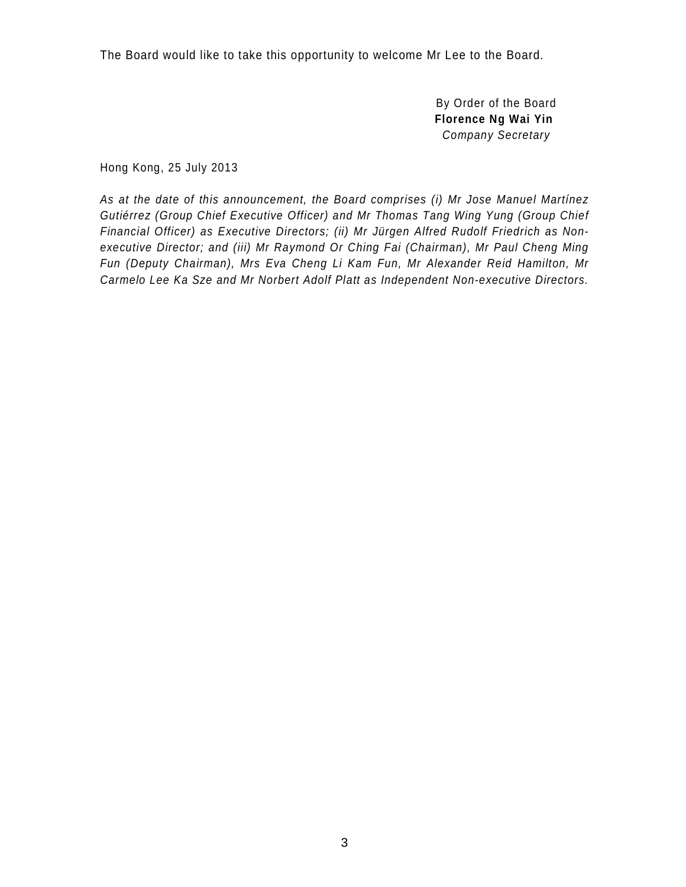The Board would like to take this opportunity to welcome Mr Lee to the Board.

By Order of the Board
**Florence Ng Wai Yin**
*Company Secretary*

Hong Kong, 25 July 2013

*As at the date of this announcement, the Board comprises (i) Mr Jose Manuel Martínez Gutiérrez (Group Chief Executive Officer) and Mr Thomas Tang Wing Yung (Group Chief Financial Officer) as Executive Directors; (ii) Mr Jürgen Alfred Rudolf Friedrich as Non-executive Director; and (iii) Mr Raymond Or Ching Fai (Chairman), Mr Paul Cheng Ming Fun (Deputy Chairman), Mrs Eva Cheng Li Kam Fun, Mr Alexander Reid Hamilton, Mr Carmelo Lee Ka Sze and Mr Norbert Adolf Platt as Independent Non-executive Directors.*